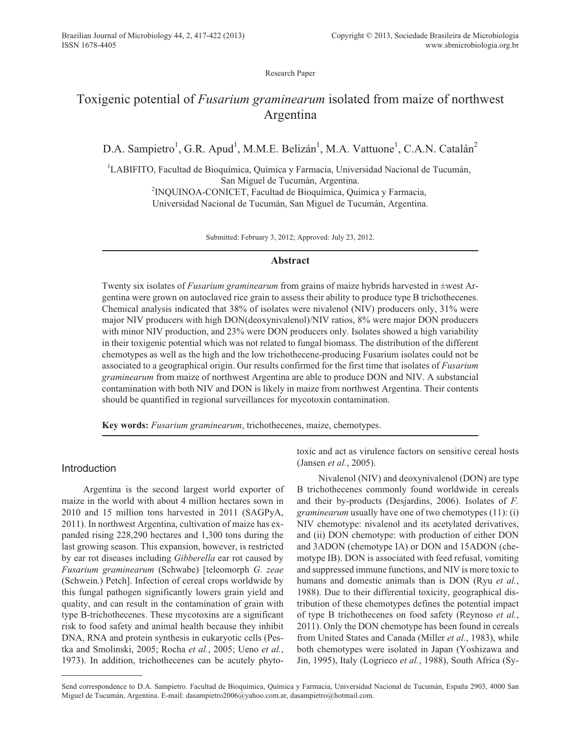Research Paper

# Toxigenic potential of *Fusarium graminearum* isolated from maize of northwest Argentina

D.A. Sampietro[1], G.R. Apud[1], M.M.E. Belizán[1], M.A. Vattuone[1], C.A.N. Catalán[2]

[1]LABIFITO, Facultad de Bioquímica, Química y Farmacia, Universidad Nacional de Tucumán, San Miguel de Tucumán, Argentina.
[2]INQUINOA-CONICET, Facultad de Bioquímica, Química y Farmacia, Universidad Nacional de Tucumán, San Miguel de Tucumán, Argentina.

Submitted: February 3, 2012; Approved: July 23, 2012.

## Abstract

Twenty six isolates of *Fusarium graminearum* from grains of maize hybrids harvested in ±west Argentina were grown on autoclaved rice grain to assess their ability to produce type B trichothecenes. Chemical analysis indicated that 38% of isolates were nivalenol (NIV) producers only, 31% were major NIV producers with high DON(deoxynivalenol)/NIV ratios, 8% were major DON producers with minor NIV production, and 23% were DON producers only. Isolates showed a high variability in their toxigenic potential which was not related to fungal biomass. The distribution of the different chemotypes as well as the high and the low trichothecene-producing Fusarium isolates could not be associated to a geographical origin. Our results confirmed for the first time that isolates of *Fusarium graminearum* from maize of northwest Argentina are able to produce DON and NIV. A substancial contamination with both NIV and DON is likely in maize from northwest Argentina. Their contents should be quantified in regional surveillances for mycotoxin contamination.

**Key words:** *Fusarium graminearum*, trichothecenes, maize, chemotypes.

## Introduction

Argentina is the second largest world exporter of maize in the world with about 4 million hectares sown in 2010 and 15 million tons harvested in 2011 (SAGPyA, 2011). In northwest Argentina, cultivation of maize has expanded rising 228,290 hectares and 1,300 tons during the last growing season. This expansion, however, is restricted by ear rot diseases including *Gibberella* ear rot caused by *Fusarium graminearum* (Schwabe) [teleomorph *G. zeae* (Schwein.) Petch]. Infection of cereal crops worldwide by this fungal pathogen significantly lowers grain yield and quality, and can result in the contamination of grain with type B-trichothecenes. These mycotoxins are a significant risk to food safety and animal health because they inhibit DNA, RNA and protein synthesis in eukaryotic cells (Pestka and Smolinski, 2005; Rocha *et al.*, 2005; Ueno *et al.*, 1973). In addition, trichothecenes can be acutely phytotoxic and act as virulence factors on sensitive cereal hosts (Jansen *et al.*, 2005).

Nivalenol (NIV) and deoxynivalenol (DON) are type B trichothecenes commonly found worldwide in cereals and their by-products (Desjardins, 2006). Isolates of *F. graminearum* usually have one of two chemotypes (11): (i) NIV chemotype: nivalenol and its acetylated derivatives, and (ii) DON chemotype: with production of either DON and 3ADON (chemotype IA) or DON and 15ADON (chemotype IB). DON is associated with feed refusal, vomiting and suppressed immune functions, and NIV is more toxic to humans and domestic animals than is DON (Ryu *et al.*, 1988). Due to their differential toxicity, geographical distribution of these chemotypes defines the potential impact of type B trichothecenes on food safety (Reynoso *et al.*, 2011). Only the DON chemotype has been found in cereals from United States and Canada (Miller *et al.*, 1983), while both chemotypes were isolated in Japan (Yoshizawa and Jin, 1995), Italy (Logrieco *et al.*, 1988), South Africa (Sy-

Send correspondence to D.A. Sampietro. Facultad de Bioquímica, Química y Farmacia, Universidad Nacional de Tucumán, España 2903, 4000 San Miguel de Tucumán, Argentina. E-mail: dasampietro2006@yahoo.com.ar, dasampietro@hotmail.com.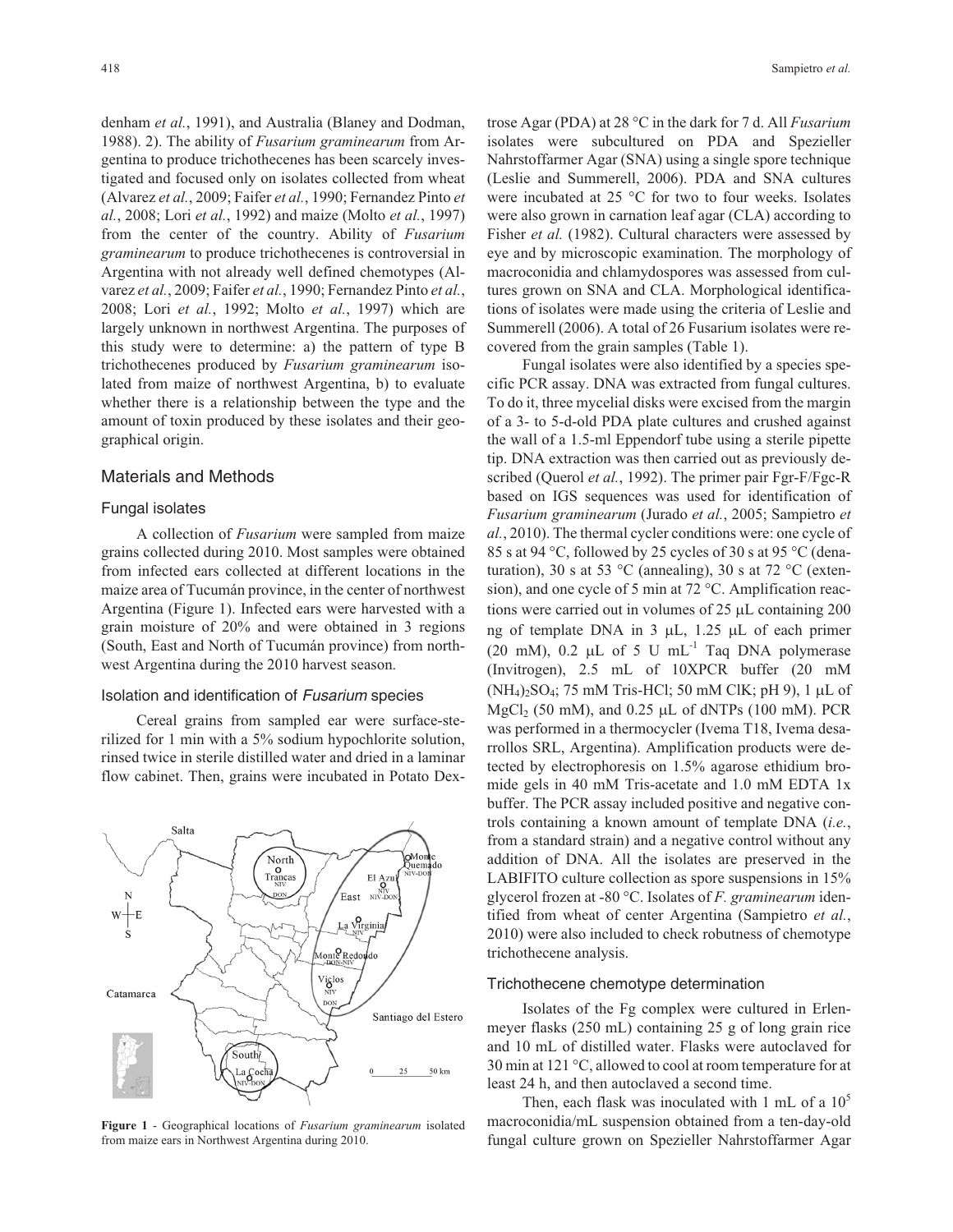denham *et al.*, 1991), and Australia (Blaney and Dodman, 1988). 2). The ability of *Fusarium graminearum* from Argentina to produce trichothecenes has been scarcely investigated and focused only on isolates collected from wheat (Alvarez *et al.*, 2009; Faifer *et al.*, 1990; Fernandez Pinto *et al.*, 2008; Lori *et al.*, 1992) and maize (Molto *et al.*, 1997) from the center of the country. Ability of *Fusarium graminearum* to produce trichothecenes is controversial in Argentina with not already well defined chemotypes (Alvarez *et al.*, 2009; Faifer *et al.*, 1990; Fernandez Pinto *et al.*, 2008; Lori *et al.*, 1992; Molto *et al.*, 1997) which are largely unknown in northwest Argentina. The purposes of this study were to determine: a) the pattern of type B trichothecenes produced by *Fusarium graminearum* isolated from maize of northwest Argentina, b) to evaluate whether there is a relationship between the type and the amount of toxin produced by these isolates and their geographical origin.

## Materials and Methods

### Fungal isolates

A collection of *Fusarium* were sampled from maize grains collected during 2010. Most samples were obtained from infected ears collected at different locations in the maize area of Tucumán province, in the center of northwest Argentina (Figure 1). Infected ears were harvested with a grain moisture of 20% and were obtained in 3 regions (South, East and North of Tucumán province) from northwest Argentina during the 2010 harvest season.

### Isolation and identification of *Fusarium* species

Cereal grains from sampled ear were surface-sterilized for 1 min with a 5% sodium hypochlorite solution, rinsed twice in sterile distilled water and dried in a laminar flow cabinet. Then, grains were incubated in Potato Dextrose Agar (PDA) at 28 °C in the dark for 7 d. All *Fusarium* isolates were subcultured on PDA and Spezieller Nahrstoffarmer Agar (SNA) using a single spore technique (Leslie and Summerell, 2006). PDA and SNA cultures were incubated at 25 °C for two to four weeks. Isolates were also grown in carnation leaf agar (CLA) according to Fisher *et al.* (1982). Cultural characters were assessed by eye and by microscopic examination. The morphology of macroconidia and chlamydospores was assessed from cultures grown on SNA and CLA. Morphological identifications of isolates were made using the criteria of Leslie and Summerell (2006). A total of 26 Fusarium isolates were recovered from the grain samples (Table 1).

**Figure 1** - Geographical locations of *Fusarium graminearum* isolated from maize ears in Northwest Argentina during 2010.

Fungal isolates were also identified by a species specific PCR assay. DNA was extracted from fungal cultures. To do it, three mycelial disks were excised from the margin of a 3- to 5-d-old PDA plate cultures and crushed against the wall of a 1.5-ml Eppendorf tube using a sterile pipette tip. DNA extraction was then carried out as previously described (Querol *et al.*, 1992). The primer pair Fgr-F/Fgc-R based on IGS sequences was used for identification of *Fusarium graminearum* (Jurado *et al.*, 2005; Sampietro *et al.*, 2010). The thermal cycler conditions were: one cycle of 85 s at 94 °C, followed by 25 cycles of 30 s at 95 °C (denaturation), 30 s at 53 °C (annealing), 30 s at 72 °C (extension), and one cycle of 5 min at 72 °C. Amplification reactions were carried out in volumes of 25 μL containing 200 ng of template DNA in 3 μL, 1.25 μL of each primer (20 mM), 0.2 μL of 5 U $mL^{-1}$ Taq DNA polymerase (Invitrogen), 2.5 mL of 10XPCR buffer (20 mM $(NH_4)_2SO_4$; 75 mM Tris-HCl; 50 mM ClK; pH 9), 1 μL of $MgCl_2$ (50 mM), and 0.25 μL of dNTPs (100 mM). PCR was performed in a thermocycler (Ivema T18, Ivema desarrollos SRL, Argentina). Amplification products were detected by electrophoresis on 1.5% agarose ethidium bromide gels in 40 mM Tris-acetate and 1.0 mM EDTA 1x buffer. The PCR assay included positive and negative controls containing a known amount of template DNA (*i.e.*, from a standard strain) and a negative control without any addition of DNA. All the isolates are preserved in the LABIFITO culture collection as spore suspensions in 15% glycerol frozen at -80 °C. Isolates of *F. graminearum* identified from wheat of center Argentina (Sampietro *et al.*, 2010) were also included to check robustness of chemotype trichothecene analysis.

### Trichothecene chemotype determination

Isolates of the Fg complex were cultured in Erlenmeyer flasks (250 mL) containing 25 g of long grain rice and 10 mL of distilled water. Flasks were autoclaved for 30 min at 121 °C, allowed to cool at room temperature for at least 24 h, and then autoclaved a second time.

Then, each flask was inoculated with 1 mL of a $10^5$ macroconidia/mL suspension obtained from a ten-day-old fungal culture grown on Spezieller Nahrstoffarmer Agar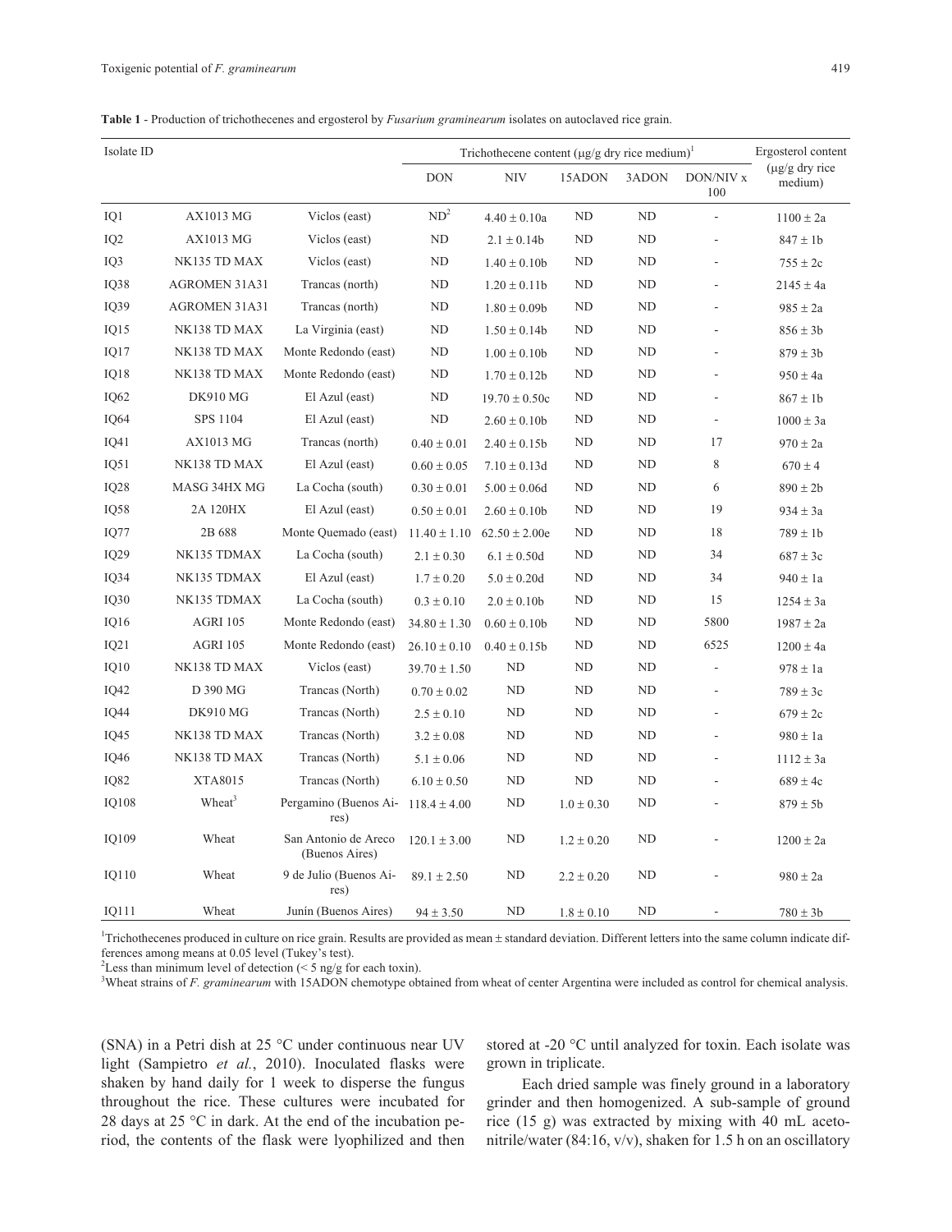**Table 1** - Production of trichothecenes and ergosterol by *Fusarium graminearum* isolates on autoclaved rice grain.

| Isolate ID | | | Trichothecene content (μg/g dry rice medium)[1] | | | | | Ergosterol content (μg/g dry rice medium) |
|---|---|---|---|---|---|---|---|---|
| | | | DON | NIV | 15ADON | 3ADON | DON/NIV x 100 | |
| IQ1 | AX1013 MG | Viclos (east) | ND[2] | 4.40 ± 0.10a | ND | ND | - | 1100 ± 2a |
| IQ2 | AX1013 MG | Viclos (east) | ND | 2.1 ± 0.14b | ND | ND | - | 847 ± 1b |
| IQ3 | NK135 TD MAX | Viclos (east) | ND | 1.40 ± 0.10b | ND | ND | - | 755 ± 2c |
| IQ38 | AGROMEN 31A31 | Trancas (north) | ND | 1.20 ± 0.11b | ND | ND | - | 2145 ± 4a |
| IQ39 | AGROMEN 31A31 | Trancas (north) | ND | 1.80 ± 0.09b | ND | ND | - | 985 ± 2a |
| IQ15 | NK138 TD MAX | La Virginia (east) | ND | 1.50 ± 0.14b | ND | ND | - | 856 ± 3b |
| IQ17 | NK138 TD MAX | Monte Redondo (east) | ND | 1.00 ± 0.10b | ND | ND | - | 879 ± 3b |
| IQ18 | NK138 TD MAX | Monte Redondo (east) | ND | 1.70 ± 0.12b | ND | ND | - | 950 ± 4a |
| IQ62 | DK910 MG | El Azul (east) | ND | 19.70 ± 0.50c | ND | ND | - | 867 ± 1b |
| IQ64 | SPS 1104 | El Azul (east) | ND | 2.60 ± 0.10b | ND | ND | - | 1000 ± 3a |
| IQ41 | AX1013 MG | Trancas (north) | 0.40 ± 0.01 | 2.40 ± 0.15b | ND | ND | 17 | 970 ± 2a |
| IQ51 | NK138 TD MAX | El Azul (east) | 0.60 ± 0.05 | 7.10 ± 0.13d | ND | ND | 8 | 670 ± 4 |
| IQ28 | MASG 34HX MG | La Cocha (south) | 0.30 ± 0.01 | 5.00 ± 0.06d | ND | ND | 6 | 890 ± 2b |
| IQ58 | 2A 120HX | El Azul (east) | 0.50 ± 0.01 | 2.60 ± 0.10b | ND | ND | 19 | 934 ± 3a |
| IQ77 | 2B 688 | Monte Quemado (east) | 11.40 ± 1.10 | 62.50 ± 2.00e | ND | ND | 18 | 789 ± 1b |
| IQ29 | NK135 TDMAX | La Cocha (south) | 2.1 ± 0.30 | 6.1 ± 0.50d | ND | ND | 34 | 687 ± 3c |
| IQ34 | NK135 TDMAX | El Azul (east) | 1.7 ± 0.20 | 5.0 ± 0.20d | ND | ND | 34 | 940 ± 1a |
| IQ30 | NK135 TDMAX | La Cocha (south) | 0.3 ± 0.10 | 2.0 ± 0.10b | ND | ND | 15 | 1254 ± 3a |
| IQ16 | AGRI 105 | Monte Redondo (east) | 34.80 ± 1.30 | 0.60 ± 0.10b | ND | ND | 5800 | 1987 ± 2a |
| IQ21 | AGRI 105 | Monte Redondo (east) | 26.10 ± 0.10 | 0.40 ± 0.15b | ND | ND | 6525 | 1200 ± 4a |
| IQ10 | NK138 TD MAX | Viclos (east) | 39.70 ± 1.50 | ND | ND | ND | - | 978 ± 1a |
| IQ42 | D 390 MG | Trancas (North) | 0.70 ± 0.02 | ND | ND | ND | - | 789 ± 3c |
| IQ44 | DK910 MG | Trancas (North) | 2.5 ± 0.10 | ND | ND | ND | - | 679 ± 2c |
| IQ45 | NK138 TD MAX | Trancas (North) | 3.2 ± 0.08 | ND | ND | ND | - | 980 ± 1a |
| IQ46 | NK138 TD MAX | Trancas (North) | 5.1 ± 0.06 | ND | ND | ND | - | 1112 ± 3a |
| IQ82 | XTA8015 | Trancas (North) | 6.10 ± 0.50 | ND | ND | ND | - | 689 ± 4c |
| IQ108 | Wheat[3] | Pergamino (Buenos Aires) | 118.4 ± 4.00 | ND | 1.0 ± 0.30 | ND | - | 879 ± 5b |
| IQ109 | Wheat | San Antonio de Areco (Buenos Aires) | 120.1 ± 3.00 | ND | 1.2 ± 0.20 | ND | - | 1200 ± 2a |
| IQ110 | Wheat | 9 de Julio (Buenos Aires) | 89.1 ± 2.50 | ND | 2.2 ± 0.20 | ND | - | 980 ± 2a |
| IQ111 | Wheat | Junín (Buenos Aires) | 94 ± 3.50 | ND | 1.8 ± 0.10 | ND | - | 780 ± 3b |

[1]Trichothecenes produced in culture on rice grain. Results are provided as mean ± standard deviation. Different letters into the same column indicate differences among means at 0.05 level (Tukey's test).
[2]Less than minimum level of detection (< 5 ng/g for each toxin).
[3]Wheat strains of *F. graminearum* with 15ADON chemotype obtained from wheat of center Argentina were included as control for chemical analysis.

(SNA) in a Petri dish at 25 °C under continuous near UV light (Sampietro *et al.*, 2010). Inoculated flasks were shaken by hand daily for 1 week to disperse the fungus throughout the rice. These cultures were incubated for 28 days at 25 °C in dark. At the end of the incubation period, the contents of the flask were lyophilized and then stored at -20 °C until analyzed for toxin. Each isolate was grown in triplicate.

Each dried sample was finely ground in a laboratory grinder and then homogenized. A sub-sample of ground rice (15 g) was extracted by mixing with 40 mL acetonitrile/water (84:16, v/v), shaken for 1.5 h on an oscillatory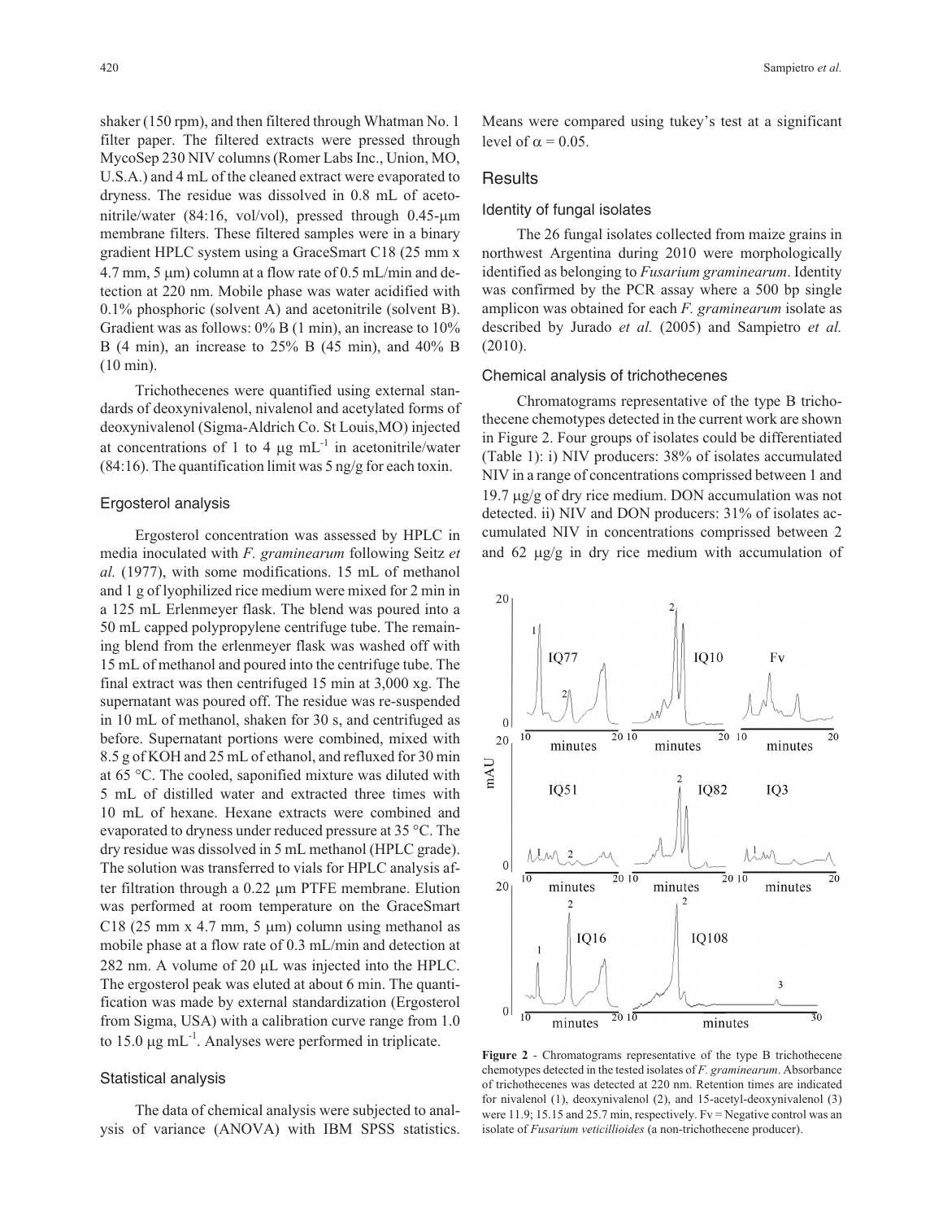shaker (150 rpm), and then filtered through Whatman No. 1 filter paper. The filtered extracts were pressed through MycoSep 230 NIV columns (Romer Labs Inc., Union, MO, U.S.A.) and 4 mL of the cleaned extract were evaporated to dryness. The residue was dissolved in 0.8 mL of acetonitrile/water (84:16, vol/vol), pressed through 0.45-μm membrane filters. These filtered samples were in a binary gradient HPLC system using a GraceSmart C18 (25 mm x 4.7 mm, 5 μm) column at a flow rate of 0.5 mL/min and detection at 220 nm. Mobile phase was water acidified with 0.1% phosphoric (solvent A) and acetonitrile (solvent B). Gradient was as follows: 0% B (1 min), an increase to 10% B (4 min), an increase to 25% B (45 min), and 40% B (10 min).

Trichothecenes were quantified using external standards of deoxynivalenol, nivalenol and acetylated forms of deoxynivalenol (Sigma-Aldrich Co. St Louis,MO) injected at concentrations of 1 to 4 μg $mL^{-1}$ in acetonitrile/water (84:16). The quantification limit was 5 ng/g for each toxin.

### Ergosterol analysis

Ergosterol concentration was assessed by HPLC in media inoculated with *F. graminearum* following Seitz *et al.* (1977), with some modifications. 15 mL of methanol and 1 g of lyophilized rice medium were mixed for 2 min in a 125 mL Erlenmeyer flask. The blend was poured into a 50 mL capped polypropylene centrifuge tube. The remaining blend from the erlenmeyer flask was washed off with 15 mL of methanol and poured into the centrifuge tube. The final extract was then centrifuged 15 min at 3,000 xg. The supernatant was poured off. The residue was re-suspended in 10 mL of methanol, shaken for 30 s, and centrifuged as before. Supernatant portions were combined, mixed with 8.5 g of KOH and 25 mL of ethanol, and refluxed for 30 min at 65 °C. The cooled, saponified mixture was diluted with 5 mL of distilled water and extracted three times with 10 mL of hexane. Hexane extracts were combined and evaporated to dryness under reduced pressure at 35 °C. The dry residue was dissolved in 5 mL methanol (HPLC grade). The solution was transferred to vials for HPLC analysis after filtration through a 0.22 μm PTFE membrane. Elution was performed at room temperature on the GraceSmart C18 (25 mm x 4.7 mm, 5 μm) column using methanol as mobile phase at a flow rate of 0.3 mL/min and detection at 282 nm. A volume of 20 μL was injected into the HPLC. The ergosterol peak was eluted at about 6 min. The quantification was made by external standardization (Ergosterol from Sigma, USA) with a calibration curve range from 1.0 to 15.0 μg $mL^{-1}$. Analyses were performed in triplicate.

### Statistical analysis

The data of chemical analysis were subjected to analysis of variance (ANOVA) with IBM SPSS statistics. Means were compared using tukey's test at a significant level of $\alpha = 0.05$.

## Results

### Identity of fungal isolates

The 26 fungal isolates collected from maize grains in northwest Argentina during 2010 were morphologically identified as belonging to *Fusarium graminearum*. Identity was confirmed by the PCR assay where a 500 bp single amplicon was obtained for each *F. graminearum* isolate as described by Jurado *et al.* (2005) and Sampietro *et al.* (2010).

### Chemical analysis of trichothecenes

Chromatograms representative of the type B trichothecene chemotypes detected in the current work are shown in Figure 2. Four groups of isolates could be differentiated (Table 1): i) NIV producers: 38% of isolates accumulated NIV in a range of concentrations comprissed between 1 and 19.7 μg/g of dry rice medium. DON accumulation was not detected. ii) NIV and DON producers: 31% of isolates accumulated NIV in concentrations comprissed between 2 and 62 μg/g in dry rice medium with accumulation of

**Figure 2** - Chromatograms representative of the type B trichothecene chemotypes detected in the tested isolates of *F. graminearum*. Absorbance of trichothecenes was detected at 220 nm. Retention times are indicated for nivalenol (1), deoxynivalenol (2), and 15-acetyl-deoxynivalenol (3) were 11.9; 15.15 and 25.7 min, respectively. Fv = Negative control was an isolate of *Fusarium veticillioides* (a non-trichothecene producer).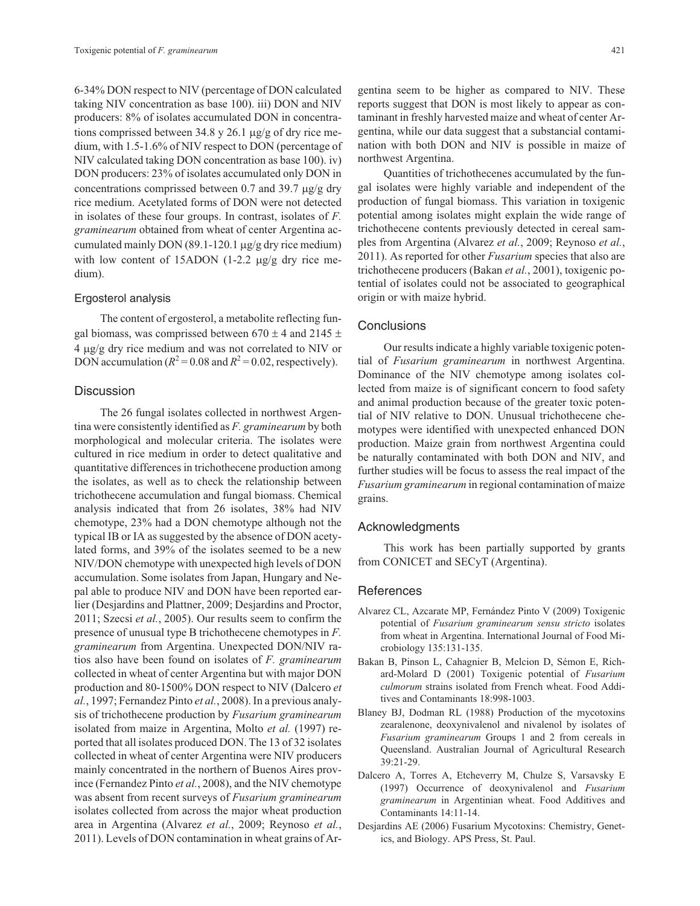6-34% DON respect to NIV (percentage of DON calculated taking NIV concentration as base 100). iii) DON and NIV producers: 8% of isolates accumulated DON in concentrations comprissed between 34.8 y 26.1 μg/g of dry rice medium, with 1.5-1.6% of NIV respect to DON (percentage of NIV calculated taking DON concentration as base 100). iv) DON producers: 23% of isolates accumulated only DON in concentrations comprissed between 0.7 and 39.7 μg/g dry rice medium. Acetylated forms of DON were not detected in isolates of these four groups. In contrast, isolates of *F. graminearum* obtained from wheat of center Argentina accumulated mainly DON (89.1-120.1 μg/g dry rice medium) with low content of 15ADON (1-2.2 μg/g dry rice medium).

### Ergosterol analysis

The content of ergosterol, a metabolite reflecting fungal biomass, was comprissed between 670 ± 4 and 2145 ± 4 μg/g dry rice medium and was not correlated to NIV or DON accumulation ($R^2 = 0.08$ and $R^2 = 0.02$, respectively).

## Discussion

The 26 fungal isolates collected in northwest Argentina were consistently identified as *F. graminearum* by both morphological and molecular criteria. The isolates were cultured in rice medium in order to detect qualitative and quantitative differences in trichothecene production among the isolates, as well as to check the relationship between trichothecene accumulation and fungal biomass. Chemical analysis indicated that from 26 isolates, 38% had NIV chemotype, 23% had a DON chemotype although not the typical IB or IA as suggested by the absence of DON acetylated forms, and 39% of the isolates seemed to be a new NIV/DON chemotype with unexpected high levels of DON accumulation. Some isolates from Japan, Hungary and Nepal able to produce NIV and DON have been reported earlier (Desjardins and Plattner, 2009; Desjardins and Proctor, 2011; Szecsi *et al.*, 2005). Our results seem to confirm the presence of unusual type B trichothecene chemotypes in *F. graminearum* from Argentina. Unexpected DON/NIV ratios also have been found on isolates of *F. graminearum* collected in wheat of center Argentina but with major DON production and 80-1500% DON respect to NIV (Dalcero *et al.*, 1997; Fernandez Pinto *et al.*, 2008). In a previous analysis of trichothecene production by *Fusarium graminearum* isolated from maize in Argentina, Molto *et al.* (1997) reported that all isolates produced DON. The 13 of 32 isolates collected in wheat of center Argentina were NIV producers mainly concentrated in the northern of Buenos Aires province (Fernandez Pinto *et al.*, 2008), and the NIV chemotype was absent from recent surveys of *Fusarium graminearum* isolates collected from across the major wheat production area in Argentina (Alvarez *et al.*, 2009; Reynoso *et al.*, 2011). Levels of DON contamination in wheat grains of Argentina seem to be higher as compared to NIV. These reports suggest that DON is most likely to appear as contaminant in freshly harvested maize and wheat of center Argentina, while our data suggest that a substancial contamination with both DON and NIV is possible in maize of northwest Argentina.

Quantities of trichothecenes accumulated by the fungal isolates were highly variable and independent of the production of fungal biomass. This variation in toxigenic potential among isolates might explain the wide range of trichothecene contents previously detected in cereal samples from Argentina (Alvarez *et al.*, 2009; Reynoso *et al.*, 2011). As reported for other *Fusarium* species that also are trichothecene producers (Bakan *et al.*, 2001), toxigenic potential of isolates could not be associated to geographical origin or with maize hybrid.

## Conclusions

Our results indicate a highly variable toxigenic potential of *Fusarium graminearum* in northwest Argentina. Dominance of the NIV chemotype among isolates collected from maize is of significant concern to food safety and animal production because of the greater toxic potential of NIV relative to DON. Unusual trichothecene chemotypes were identified with unexpected enhanced DON production. Maize grain from northwest Argentina could be naturally contaminated with both DON and NIV, and further studies will be focus to assess the real impact of the *Fusarium graminearum* in regional contamination of maize grains.

## Acknowledgments

This work has been partially supported by grants from CONICET and SECyT (Argentina).

## References

Alvarez CL, Azcarate MP, Fernández Pinto V (2009) Toxigenic potential of *Fusarium graminearum sensu stricto* isolates from wheat in Argentina. International Journal of Food Microbiology 135:131-135.

Bakan B, Pinson L, Cahagnier B, Melcion D, Sémon E, Richard-Molard D (2001) Toxigenic potential of *Fusarium culmorum* strains isolated from French wheat. Food Additives and Contaminants 18:998-1003.

Blaney BJ, Dodman RL (1988) Production of the mycotoxins zearalenone, deoxynivalenol and nivalenol by isolates of *Fusarium graminearum* Groups 1 and 2 from cereals in Queensland. Australian Journal of Agricultural Research 39:21-29.

Dalcero A, Torres A, Etcheverry M, Chulze S, Varsavsky E (1997) Occurrence of deoxynivalenol and *Fusarium graminearum* in Argentinian wheat. Food Additives and Contaminants 14:11-14.

Desjardins AE (2006) Fusarium Mycotoxins: Chemistry, Genetics, and Biology. APS Press, St. Paul.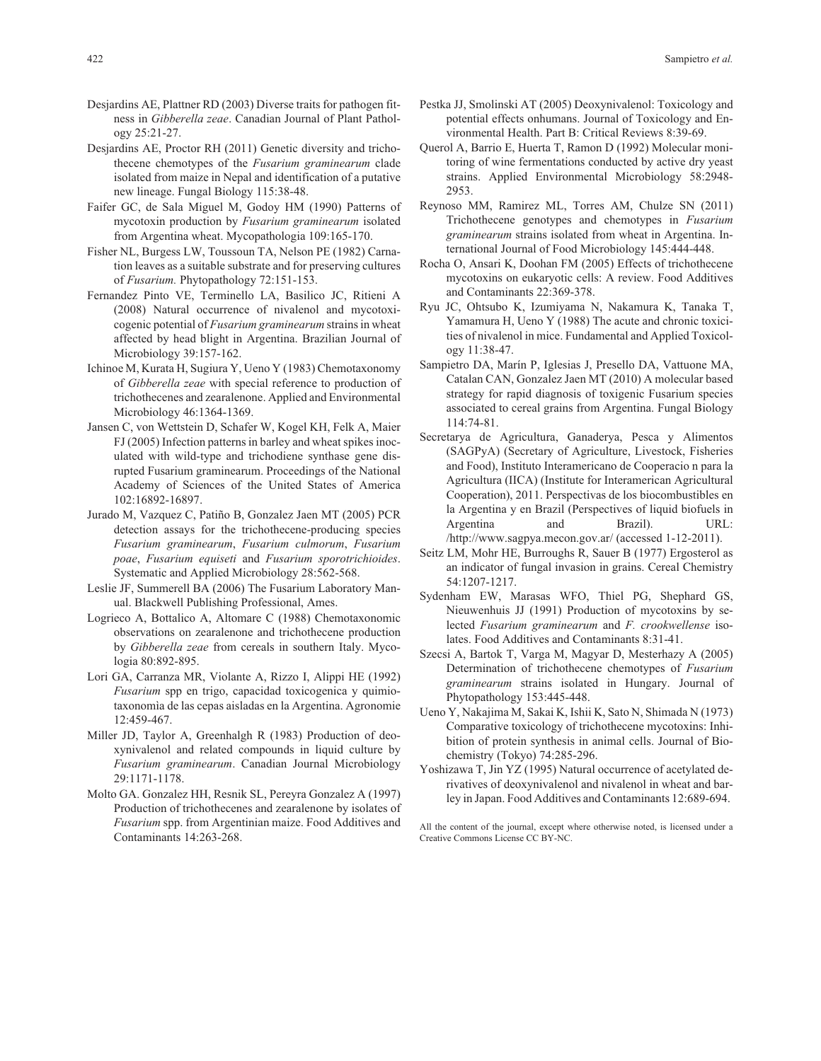Desjardins AE, Plattner RD (2003) Diverse traits for pathogen fitness in *Gibberella zeae*. Canadian Journal of Plant Pathology 25:21-27.

Desjardins AE, Proctor RH (2011) Genetic diversity and trichothecene chemotypes of the *Fusarium graminearum* clade isolated from maize in Nepal and identification of a putative new lineage. Fungal Biology 115:38-48.

Faifer GC, de Sala Miguel M, Godoy HM (1990) Patterns of mycotoxin production by *Fusarium graminearum* isolated from Argentina wheat. Mycopathologia 109:165-170.

Fisher NL, Burgess LW, Toussoun TA, Nelson PE (1982) Carnation leaves as a suitable substrate and for preserving cultures of *Fusarium.* Phytopathology 72:151-153.

Fernandez Pinto VE, Terminello LA, Basilico JC, Ritieni A (2008) Natural occurrence of nivalenol and mycotoxicogenic potential of *Fusarium graminearum* strains in wheat affected by head blight in Argentina. Brazilian Journal of Microbiology 39:157-162.

Ichinoe M, Kurata H, Sugiura Y, Ueno Y (1983) Chemotaxonomy of *Gibberella zeae* with special reference to production of trichothecenes and zearalenone. Applied and Environmental Microbiology 46:1364-1369.

Jansen C, von Wettstein D, Schafer W, Kogel KH, Felk A, Maier FJ (2005) Infection patterns in barley and wheat spikes inoculated with wild-type and trichodiene synthase gene disrupted Fusarium graminearum. Proceedings of the National Academy of Sciences of the United States of America 102:16892-16897.

Jurado M, Vazquez C, Patiño B, Gonzalez Jaen MT (2005) PCR detection assays for the trichothecene-producing species *Fusarium graminearum*, *Fusarium culmorum*, *Fusarium poae*, *Fusarium equiseti* and *Fusarium sporotrichioides*. Systematic and Applied Microbiology 28:562-568.

Leslie JF, Summerell BA (2006) The Fusarium Laboratory Manual. Blackwell Publishing Professional, Ames.

Logrieco A, Bottalico A, Altomare C (1988) Chemotaxonomic observations on zearalenone and trichothecene production by *Gibberella zeae* from cereals in southern Italy. Mycologia 80:892-895.

Lori GA, Carranza MR, Violante A, Rizzo I, Alippi HE (1992) *Fusarium* spp en trigo, capacidad toxicogenica y quimiotaxonomìa de las cepas aisladas en la Argentina. Agronomie 12:459-467.

Miller JD, Taylor A, Greenhalgh R (1983) Production of deoxynivalenol and related compounds in liquid culture by *Fusarium graminearum*. Canadian Journal Microbiology 29:1171-1178.

Molto GA. Gonzalez HH, Resnik SL, Pereyra Gonzalez A (1997) Production of trichothecenes and zearalenone by isolates of *Fusarium* spp. from Argentinian maize. Food Additives and Contaminants 14:263-268.

Pestka JJ, Smolinski AT (2005) Deoxynivalenol: Toxicology and potential effects onhumans. Journal of Toxicology and Environmental Health. Part B: Critical Reviews 8:39-69.

Querol A, Barrio E, Huerta T, Ramon D (1992) Molecular monitoring of wine fermentations conducted by active dry yeast strains. Applied Environmental Microbiology 58:2948-2953.

Reynoso MM, Ramirez ML, Torres AM, Chulze SN (2011) Trichothecene genotypes and chemotypes in *Fusarium graminearum* strains isolated from wheat in Argentina. International Journal of Food Microbiology 145:444-448.

Rocha O, Ansari K, Doohan FM (2005) Effects of trichothecene mycotoxins on eukaryotic cells: A review. Food Additives and Contaminants 22:369-378.

Ryu JC, Ohtsubo K, Izumiyama N, Nakamura K, Tanaka T, Yamamura H, Ueno Y (1988) The acute and chronic toxicities of nivalenol in mice. Fundamental and Applied Toxicology 11:38-47.

Sampietro DA, Marín P, Iglesias J, Presello DA, Vattuone MA, Catalan CAN, Gonzalez Jaen MT (2010) A molecular based strategy for rapid diagnosis of toxigenic Fusarium species associated to cereal grains from Argentina. Fungal Biology 114:74-81.

Secretarya de Agricultura, Ganaderya, Pesca y Alimentos (SAGPyA) (Secretary of Agriculture, Livestock, Fisheries and Food), Instituto Interamericano de Cooperacio n para la Agricultura (IICA) (Institute for Interamerican Agricultural Cooperation), 2011. Perspectivas de los biocombustibles en la Argentina y en Brazil (Perspectives of liquid biofuels in Argentina and Brazil). URL: /http://www.sagpya.mecon.gov.ar/ (accessed 1-12-2011).

Seitz LM, Mohr HE, Burroughs R, Sauer B (1977) Ergosterol as an indicator of fungal invasion in grains. Cereal Chemistry 54:1207-1217.

Sydenham EW, Marasas WFO, Thiel PG, Shephard GS, Nieuwenhuis JJ (1991) Production of mycotoxins by selected *Fusarium graminearum* and *F. crookwellense* isolates. Food Additives and Contaminants 8:31-41.

Szecsi A, Bartok T, Varga M, Magyar D, Mesterhazy A (2005) Determination of trichothecene chemotypes of *Fusarium graminearum* strains isolated in Hungary. Journal of Phytopathology 153:445-448.

Ueno Y, Nakajima M, Sakai K, Ishii K, Sato N, Shimada N (1973) Comparative toxicology of trichothecene mycotoxins: Inhibition of protein synthesis in animal cells. Journal of Biochemistry (Tokyo) 74:285-296.

Yoshizawa T, Jin YZ (1995) Natural occurrence of acetylated derivatives of deoxynivalenol and nivalenol in wheat and barley in Japan. Food Additives and Contaminants 12:689-694.

All the content of the journal, except where otherwise noted, is licensed under a Creative Commons License CC BY-NC.